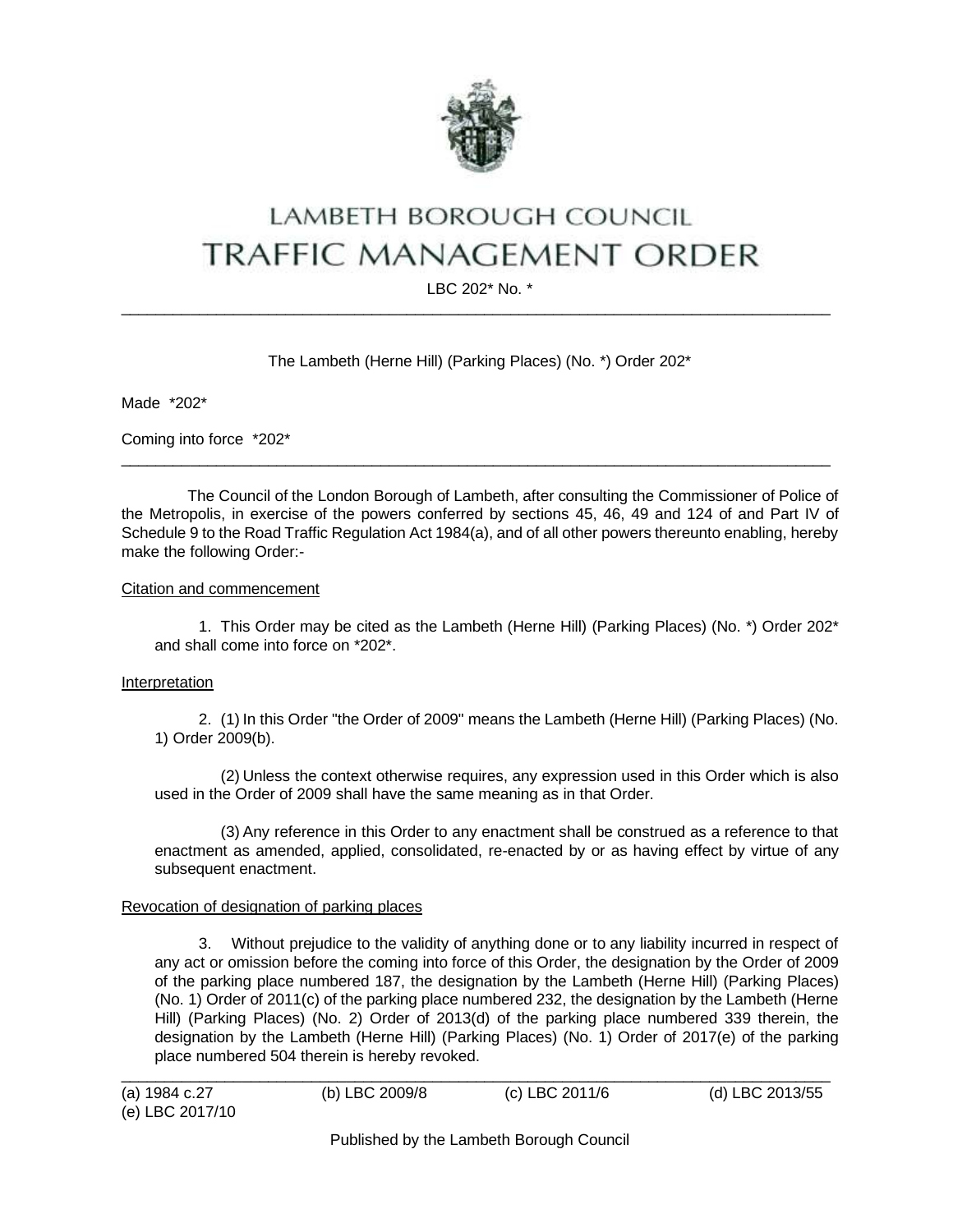# LAMBETH BOROUGH COUNCIL
# TRAFFIC MANAGEMENT ORDER

LBC 202* No. *

---

The Lambeth (Herne Hill) (Parking Places) (No. *) Order 202*

Made *202*

Coming into force *202*

---

The Council of the London Borough of Lambeth, after consulting the Commissioner of Police of the Metropolis, in exercise of the powers conferred by sections 45, 46, 49 and 124 of and Part IV of Schedule 9 to the Road Traffic Regulation Act 1984(a), and of all other powers thereunto enabling, hereby make the following Order:-

Citation and commencement

1. This Order may be cited as the Lambeth (Herne Hill) (Parking Places) (No. *) Order 202* and shall come into force on *202*.

Interpretation

2. (1) In this Order "the Order of 2009" means the Lambeth (Herne Hill) (Parking Places) (No. 1) Order 2009(b).

(2) Unless the context otherwise requires, any expression used in this Order which is also used in the Order of 2009 shall have the same meaning as in that Order.

(3) Any reference in this Order to any enactment shall be construed as a reference to that enactment as amended, applied, consolidated, re-enacted by or as having effect by virtue of any subsequent enactment.

Revocation of designation of parking places

3. Without prejudice to the validity of anything done or to any liability incurred in respect of any act or omission before the coming into force of this Order, the designation by the Order of 2009 of the parking place numbered 187, the designation by the Lambeth (Herne Hill) (Parking Places) (No. 1) Order of 2011(c) of the parking place numbered 232, the designation by the Lambeth (Herne Hill) (Parking Places) (No. 2) Order of 2013(d) of the parking place numbered 339 therein, the designation by the Lambeth (Herne Hill) (Parking Places) (No. 1) Order of 2017(e) of the parking place numbered 504 therein is hereby revoked.

---

(a) 1984 c.27 (b) LBC 2009/8 (c) LBC 2011/6 (d) LBC 2013/55
(e) LBC 2017/10

Published by the Lambeth Borough Council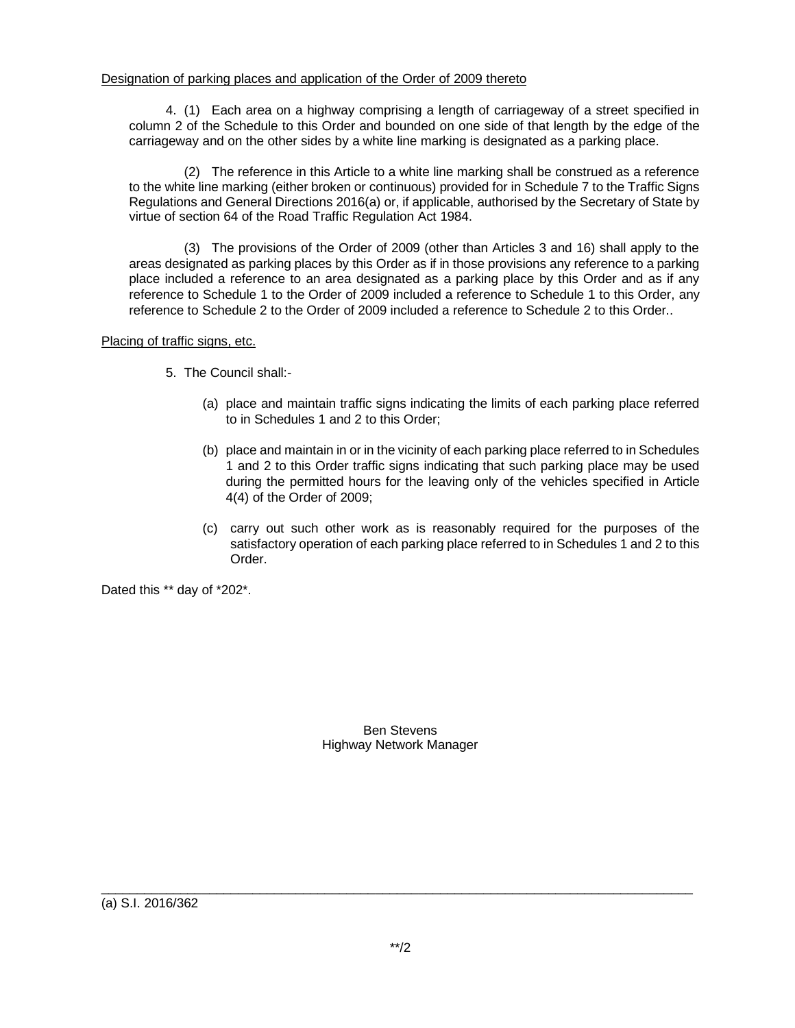Designation of parking places and application of the Order of 2009 thereto

4. (1) Each area on a highway comprising a length of carriageway of a street specified in column 2 of the Schedule to this Order and bounded on one side of that length by the edge of the carriageway and on the other sides by a white line marking is designated as a parking place.

(2) The reference in this Article to a white line marking shall be construed as a reference to the white line marking (either broken or continuous) provided for in Schedule 7 to the Traffic Signs Regulations and General Directions 2016(a) or, if applicable, authorised by the Secretary of State by virtue of section 64 of the Road Traffic Regulation Act 1984.

(3) The provisions of the Order of 2009 (other than Articles 3 and 16) shall apply to the areas designated as parking places by this Order as if in those provisions any reference to a parking place included a reference to an area designated as a parking place by this Order and as if any reference to Schedule 1 to the Order of 2009 included a reference to Schedule 1 to this Order, any reference to Schedule 2 to the Order of 2009 included a reference to Schedule 2 to this Order..

Placing of traffic signs, etc.

5. The Council shall:-

(a) place and maintain traffic signs indicating the limits of each parking place referred to in Schedules 1 and 2 to this Order;

(b) place and maintain in or in the vicinity of each parking place referred to in Schedules 1 and 2 to this Order traffic signs indicating that such parking place may be used during the permitted hours for the leaving only of the vehicles specified in Article 4(4) of the Order of 2009;

(c) carry out such other work as is reasonably required for the purposes of the satisfactory operation of each parking place referred to in Schedules 1 and 2 to this Order.

Dated this ** day of *202*.

Ben Stevens
Highway Network Manager

---

(a) S.I. 2016/362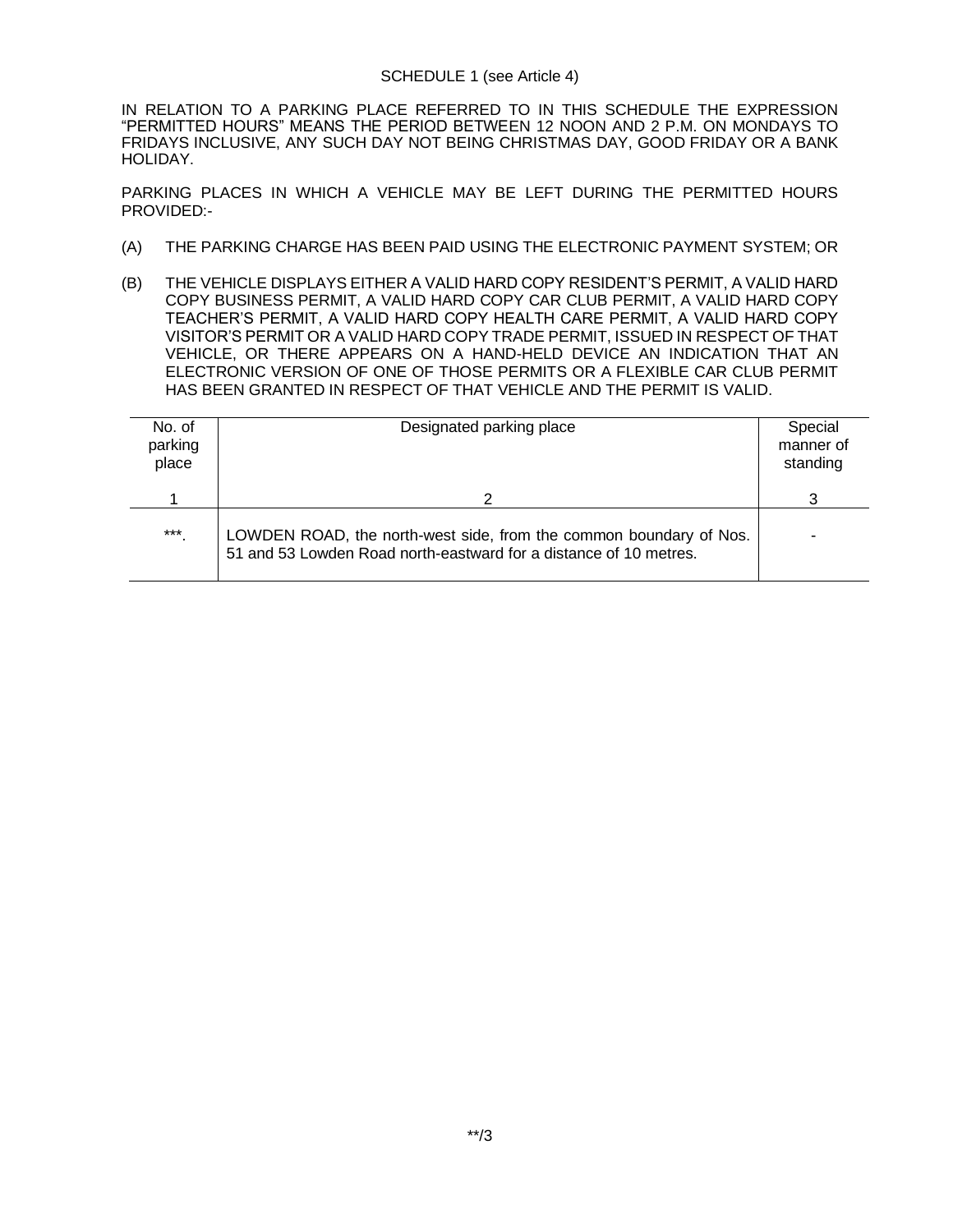SCHEDULE 1 (see Article 4)

IN RELATION TO A PARKING PLACE REFERRED TO IN THIS SCHEDULE THE EXPRESSION "PERMITTED HOURS" MEANS THE PERIOD BETWEEN 12 NOON AND 2 P.M. ON MONDAYS TO FRIDAYS INCLUSIVE, ANY SUCH DAY NOT BEING CHRISTMAS DAY, GOOD FRIDAY OR A BANK HOLIDAY.

PARKING PLACES IN WHICH A VEHICLE MAY BE LEFT DURING THE PERMITTED HOURS PROVIDED:-

(A) THE PARKING CHARGE HAS BEEN PAID USING THE ELECTRONIC PAYMENT SYSTEM; OR

(B) THE VEHICLE DISPLAYS EITHER A VALID HARD COPY RESIDENT'S PERMIT, A VALID HARD COPY BUSINESS PERMIT, A VALID HARD COPY CAR CLUB PERMIT, A VALID HARD COPY TEACHER'S PERMIT, A VALID HARD COPY HEALTH CARE PERMIT, A VALID HARD COPY VISITOR'S PERMIT OR A VALID HARD COPY TRADE PERMIT, ISSUED IN RESPECT OF THAT VEHICLE, OR THERE APPEARS ON A HAND-HELD DEVICE AN INDICATION THAT AN ELECTRONIC VERSION OF ONE OF THOSE PERMITS OR A FLEXIBLE CAR CLUB PERMIT HAS BEEN GRANTED IN RESPECT OF THAT VEHICLE AND THE PERMIT IS VALID.

| No. of parking place | Designated parking place | Special manner of standing |
|---|---|---|
| 1 | 2 | 3 |
| ***. | LOWDEN ROAD, the north-west side, from the common boundary of Nos. 51 and 53 Lowden Road north-eastward for a distance of 10 metres. | - |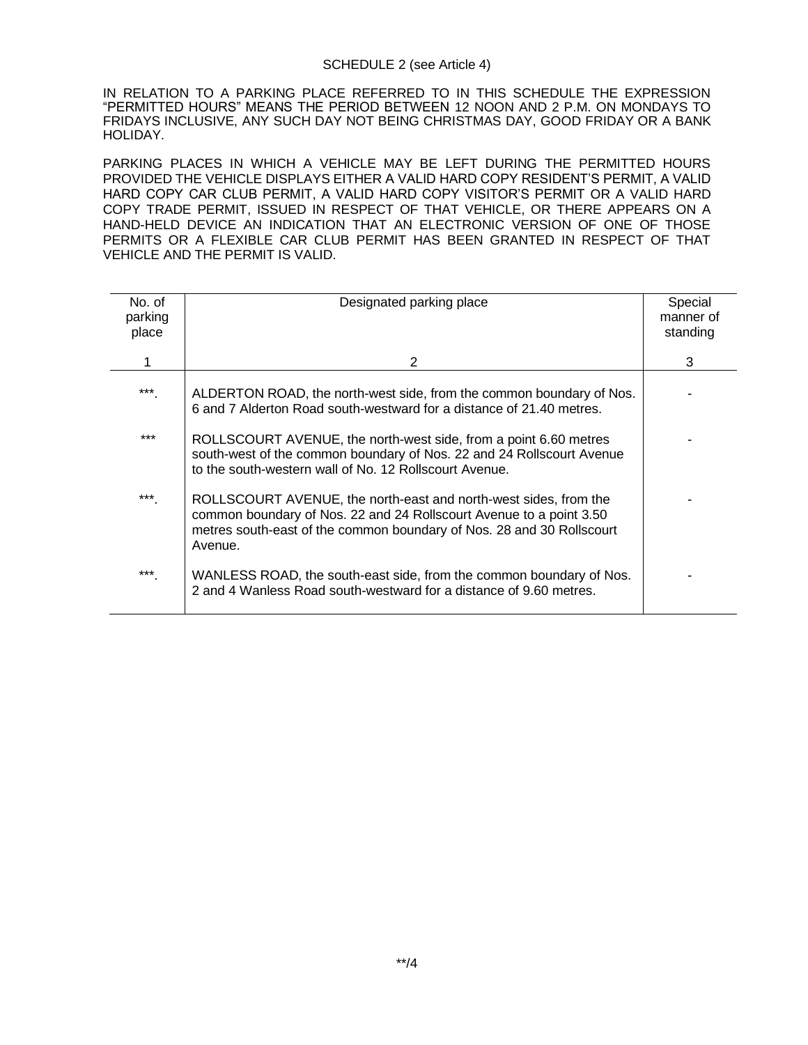SCHEDULE 2 (see Article 4)

IN RELATION TO A PARKING PLACE REFERRED TO IN THIS SCHEDULE THE EXPRESSION "PERMITTED HOURS" MEANS THE PERIOD BETWEEN 12 NOON AND 2 P.M. ON MONDAYS TO FRIDAYS INCLUSIVE, ANY SUCH DAY NOT BEING CHRISTMAS DAY, GOOD FRIDAY OR A BANK HOLIDAY.

PARKING PLACES IN WHICH A VEHICLE MAY BE LEFT DURING THE PERMITTED HOURS PROVIDED THE VEHICLE DISPLAYS EITHER A VALID HARD COPY RESIDENT'S PERMIT, A VALID HARD COPY CAR CLUB PERMIT, A VALID HARD COPY VISITOR'S PERMIT OR A VALID HARD COPY TRADE PERMIT, ISSUED IN RESPECT OF THAT VEHICLE, OR THERE APPEARS ON A HAND-HELD DEVICE AN INDICATION THAT AN ELECTRONIC VERSION OF ONE OF THOSE PERMITS OR A FLEXIBLE CAR CLUB PERMIT HAS BEEN GRANTED IN RESPECT OF THAT VEHICLE AND THE PERMIT IS VALID.

| No. of parking place | Designated parking place | Special manner of standing |
|---|---|---|
| 1 | 2 | 3 |
| ***. | ALDERTON ROAD, the north-west side, from the common boundary of Nos. 6 and 7 Alderton Road south-westward for a distance of 21.40 metres. | - |
| *** | ROLLSCOURT AVENUE, the north-west side, from a point 6.60 metres south-west of the common boundary of Nos. 22 and 24 Rollscourt Avenue to the south-western wall of No. 12 Rollscourt Avenue. | - |
| ***. | ROLLSCOURT AVENUE, the north-east and north-west sides, from the common boundary of Nos. 22 and 24 Rollscourt Avenue to a point 3.50 metres south-east of the common boundary of Nos. 28 and 30 Rollscourt Avenue. | - |
| ***. | WANLESS ROAD, the south-east side, from the common boundary of Nos. 2 and 4 Wanless Road south-westward for a distance of 9.60 metres. | - |